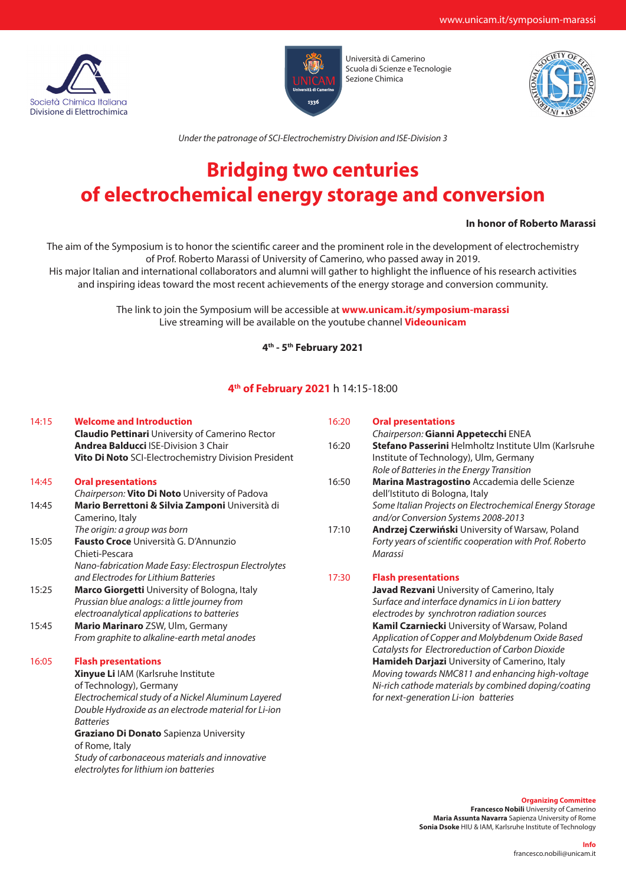www.unicam.it/symposium-marassi

Società Chimica Italiana
Divisione di Elettrochimica

Università di Camerino
Scuola di Scienze e Tecnologie
Sezione Chimica

*Under the patronage of SCI-Electrochemistry Division and ISE-Division 3*

# Bridging two centuries of electrochemical energy storage and conversion

**In honor of Roberto Marassi**

The aim of the Symposium is to honor the scientific career and the prominent role in the development of electrochemistry of Prof. Roberto Marassi of University of Camerino, who passed away in 2019.
His major Italian and international collaborators and alumni will gather to highlight the influence of his research activities and inspiring ideas toward the most recent achievements of the energy storage and conversion community.

The link to join the Symposium will be accessible at **www.unicam.it/symposium-marassi**
Live streaming will be available on the youtube channel **Videounicam**

**4th - 5th February 2021**

## 4th of February 2021 h 14:15-18:00

**14:15 Welcome and Introduction**
**Claudio Pettinari** University of Camerino Rector
**Andrea Balducci** ISE-Division 3 Chair
**Vito Di Noto** SCI-Electrochemistry Division President

**14:45 Oral presentations**
*Chairperson:* **Vito Di Noto** University of Padova

14:45 **Mario Berrettoni & Silvia Zamponi** Università di Camerino, Italy
*The origin: a group was born*

15:05 **Fausto Croce** Università G. D'Annunzio Chieti-Pescara
*Nano-fabrication Made Easy: Electrospun Electrolytes and Electrodes for Lithium Batteries*

15:25 **Marco Giorgetti** University of Bologna, Italy
*Prussian blue analogs: a little journey from electroanalytical applications to batteries*

15:45 **Mario Marinaro** ZSW, Ulm, Germany
*From graphite to alkaline-earth metal anodes*

**16:05 Flash presentations**
**Xinyue Li** IAM (Karlsruhe Institute of Technology), Germany
*Electrochemical study of a Nickel Aluminum Layered Double Hydroxide as an electrode material for Li-ion Batteries*
**Graziano Di Donato** Sapienza University of Rome, Italy
*Study of carbonaceous materials and innovative electrolytes for lithium ion batteries*

**16:20 Oral presentations**
*Chairperson:* **Gianni Appetecchi** ENEA

16:20 **Stefano Passerini** Helmholtz Institute Ulm (Karlsruhe Institute of Technology), Ulm, Germany
*Role of Batteries in the Energy Transition*

16:50 **Marina Mastragostino** Accademia delle Scienze dell'Istituto di Bologna, Italy
*Some Italian Projects on Electrochemical Energy Storage and/or Conversion Systems 2008-2013*

17:10 **Andrzej Czerwiński** University of Warsaw, Poland
*Forty years of scientific cooperation with Prof. Roberto Marassi*

**17:30 Flash presentations**
**Javad Rezvani** University of Camerino, Italy
*Surface and interface dynamics in Li ion battery electrodes by synchrotron radiation sources*
**Kamil Czarniecki** University of Warsaw, Poland
*Application of Copper and Molybdenum Oxide Based Catalysts for Electroreduction of Carbon Dioxide*
**Hamideh Darjazi** University of Camerino, Italy
*Moving towards NMC811 and enhancing high-voltage Ni-rich cathode materials by combined doping/coating for next-generation Li-ion batteries*

**Organizing Committee**
**Francesco Nobili** University of Camerino
**Maria Assunta Navarra** Sapienza University of Rome
**Sonia Dsoke** HIU & IAM, Karlsruhe Institute of Technology

**Info**
francesco.nobili@unicam.it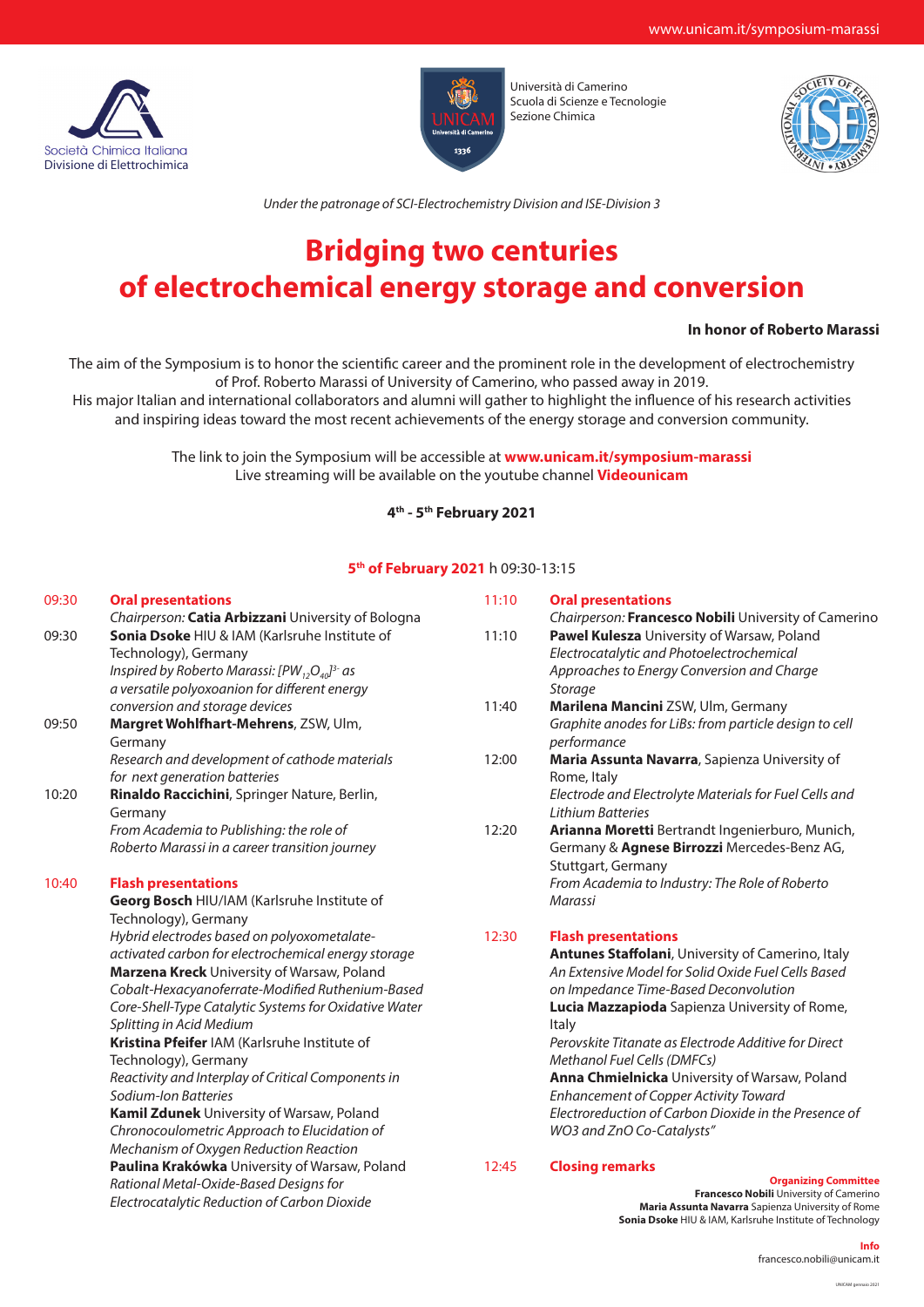www.unicam.it/symposium-marassi

Società Chimica Italiana
Divisione di Elettrochimica

Università di Camerino
Scuola di Scienze e Tecnologie
Sezione Chimica

*Under the patronage of SCI-Electrochemistry Division and ISE-Division 3*

# Bridging two centuries of electrochemical energy storage and conversion

**In honor of Roberto Marassi**

The aim of the Symposium is to honor the scientific career and the prominent role in the development of electrochemistry of Prof. Roberto Marassi of University of Camerino, who passed away in 2019.
His major Italian and international collaborators and alumni will gather to highlight the influence of his research activities and inspiring ideas toward the most recent achievements of the energy storage and conversion community.

The link to join the Symposium will be accessible at **www.unicam.it/symposium-marassi**
Live streaming will be available on the youtube channel **Videounicam**

**4th - 5th February 2021**

## 5th of February 2021 h 09:30-13:15

**09:30 Oral presentations**
*Chairperson:* **Catia Arbizzani** University of Bologna

**09:30** **Sonia Dsoke** HIU & IAM (Karlsruhe Institute of Technology), Germany
*Inspired by Roberto Marassi: $[PW_{12}O_{40}]^{3-}$ as a versatile polyoxoanion for different energy conversion and storage devices*

**09:50** **Margret Wohlfhart-Mehrens**, ZSW, Ulm, Germany
*Research and development of cathode materials for next generation batteries*

**10:20** **Rinaldo Raccichini**, Springer Nature, Berlin, Germany
*From Academia to Publishing: the role of Roberto Marassi in a career transition journey*

**10:40 Flash presentations**

**Georg Bosch** HIU/IAM (Karlsruhe Institute of Technology), Germany
*Hybrid electrodes based on polyoxometalate-activated carbon for electrochemical energy storage*

**Marzena Kreck** University of Warsaw, Poland
*Cobalt-Hexacyanoferrate-Modified Ruthenium-Based Core-Shell-Type Catalytic Systems for Oxidative Water Splitting in Acid Medium*

**Kristina Pfeifer** IAM (Karlsruhe Institute of Technology), Germany
*Reactivity and Interplay of Critical Components in Sodium-Ion Batteries*

**Kamil Zdunek** University of Warsaw, Poland
*Chronocoulometric Approach to Elucidation of Mechanism of Oxygen Reduction Reaction*

**Paulina Krakówka** University of Warsaw, Poland
*Rational Metal-Oxide-Based Designs for Electrocatalytic Reduction of Carbon Dioxide*

**11:10 Oral presentations**
*Chairperson:* **Francesco Nobili** University of Camerino

**11:10** **Pawel Kulesza** University of Warsaw, Poland
*Electrocatalytic and Photoelectrochemical Approaches to Energy Conversion and Charge Storage*

**11:40** **Marilena Mancini** ZSW, Ulm, Germany
*Graphite anodes for LiBs: from particle design to cell performance*

**12:00** **Maria Assunta Navarra**, Sapienza University of Rome, Italy
*Electrode and Electrolyte Materials for Fuel Cells and Lithium Batteries*

**12:20** **Arianna Moretti** Bertrandt Ingenierburo, Munich, Germany & **Agnese Birrozzi** Mercedes-Benz AG, Stuttgart, Germany
*From Academia to Industry: The Role of Roberto Marassi*

**12:30 Flash presentations**

**Antunes Staffolani**, University of Camerino, Italy
*An Extensive Model for Solid Oxide Fuel Cells Based on Impedance Time-Based Deconvolution*

**Lucia Mazzapioda** Sapienza University of Rome, Italy
*Perovskite Titanate as Electrode Additive for Direct Methanol Fuel Cells (DMFCs)*

**Anna Chmielnicka** University of Warsaw, Poland
*Enhancement of Copper Activity Toward Electroreduction of Carbon Dioxide in the Presence of WO3 and ZnO Co-Catalysts"*

**12:45 Closing remarks**

**Organizing Committee**
**Francesco Nobili** University of Camerino
**Maria Assunta Navarra** Sapienza University of Rome
**Sonia Dsoke** HIU & IAM, Karlsruhe Institute of Technology

**Info**
francesco.nobili@unicam.it

UNICAM gennaio 2021